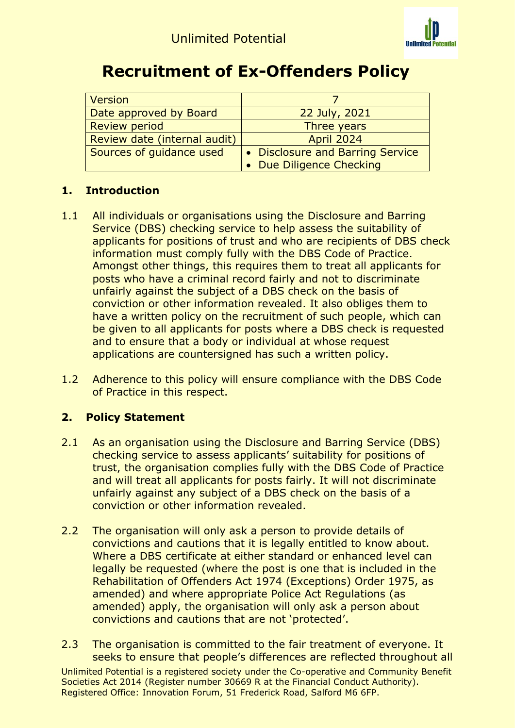Unlimited Potential

# Recruitment of Ex-Offenders Policy

| Version | 7 |
|---|---|
| Date approved by Board | 22 July, 2021 |
| Review period | Three years |
| Review date (internal audit) | April 2024 |
| Sources of guidance used | • Disclosure and Barring Service<br>• Due Diligence Checking |

## 1. Introduction

1.1 All individuals or organisations using the Disclosure and Barring Service (DBS) checking service to help assess the suitability of applicants for positions of trust and who are recipients of DBS check information must comply fully with the DBS Code of Practice. Amongst other things, this requires them to treat all applicants for posts who have a criminal record fairly and not to discriminate unfairly against the subject of a DBS check on the basis of conviction or other information revealed. It also obliges them to have a written policy on the recruitment of such people, which can be given to all applicants for posts where a DBS check is requested and to ensure that a body or individual at whose request applications are countersigned has such a written policy.

1.2 Adherence to this policy will ensure compliance with the DBS Code of Practice in this respect.

## 2. Policy Statement

2.1 As an organisation using the Disclosure and Barring Service (DBS) checking service to assess applicants' suitability for positions of trust, the organisation complies fully with the DBS Code of Practice and will treat all applicants for posts fairly. It will not discriminate unfairly against any subject of a DBS check on the basis of a conviction or other information revealed.

2.2 The organisation will only ask a person to provide details of convictions and cautions that it is legally entitled to know about. Where a DBS certificate at either standard or enhanced level can legally be requested (where the post is one that is included in the Rehabilitation of Offenders Act 1974 (Exceptions) Order 1975, as amended) and where appropriate Police Act Regulations (as amended) apply, the organisation will only ask a person about convictions and cautions that are not 'protected'.

2.3 The organisation is committed to the fair treatment of everyone. It seeks to ensure that people's differences are reflected throughout all

Unlimited Potential is a registered society under the Co-operative and Community Benefit Societies Act 2014 (Register number 30669 R at the Financial Conduct Authority). Registered Office: Innovation Forum, 51 Frederick Road, Salford M6 6FP.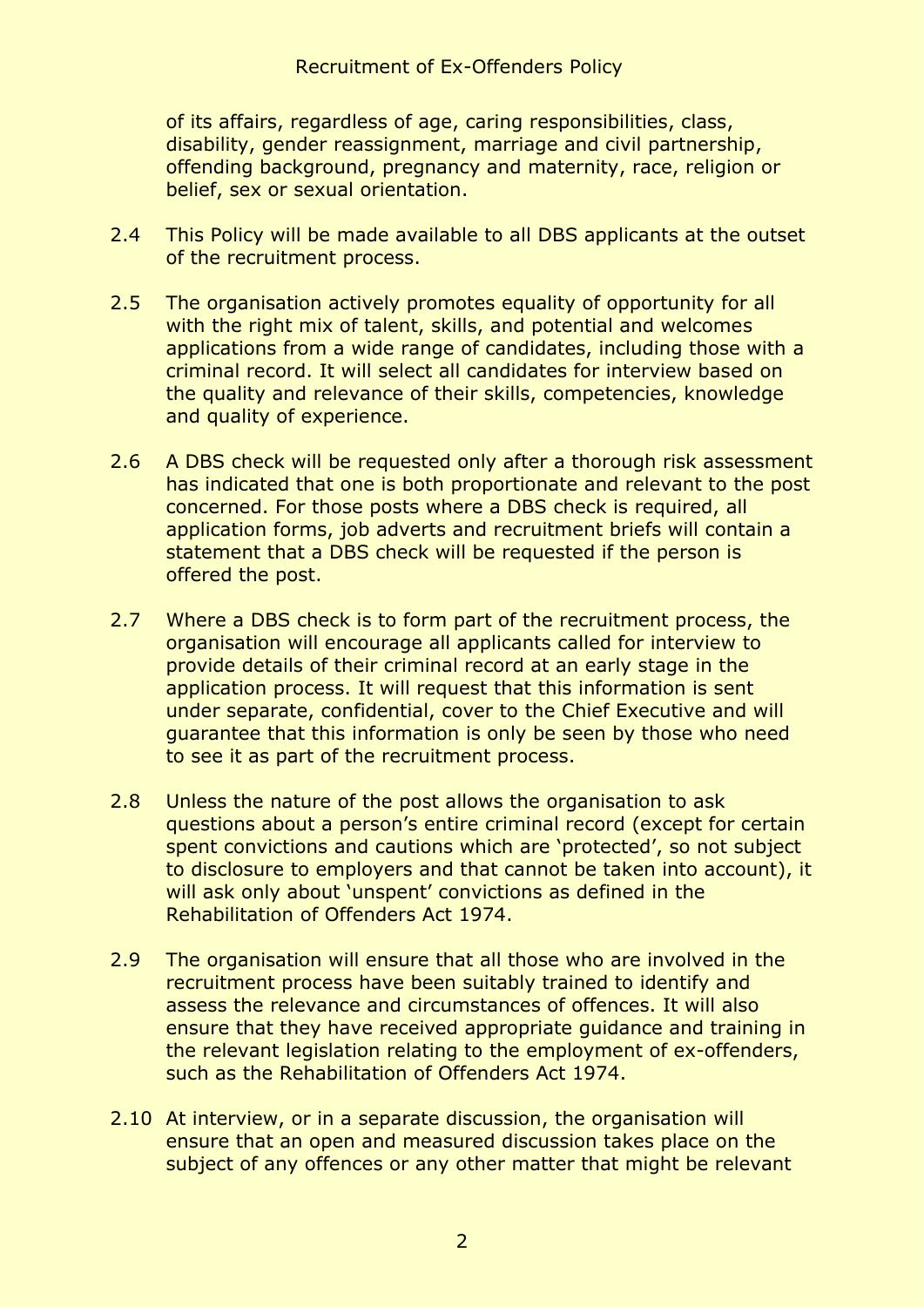of its affairs, regardless of age, caring responsibilities, class, disability, gender reassignment, marriage and civil partnership, offending background, pregnancy and maternity, race, religion or belief, sex or sexual orientation.

2.4 This Policy will be made available to all DBS applicants at the outset of the recruitment process.

2.5 The organisation actively promotes equality of opportunity for all with the right mix of talent, skills, and potential and welcomes applications from a wide range of candidates, including those with a criminal record. It will select all candidates for interview based on the quality and relevance of their skills, competencies, knowledge and quality of experience.

2.6 A DBS check will be requested only after a thorough risk assessment has indicated that one is both proportionate and relevant to the post concerned. For those posts where a DBS check is required, all application forms, job adverts and recruitment briefs will contain a statement that a DBS check will be requested if the person is offered the post.

2.7 Where a DBS check is to form part of the recruitment process, the organisation will encourage all applicants called for interview to provide details of their criminal record at an early stage in the application process. It will request that this information is sent under separate, confidential, cover to the Chief Executive and will guarantee that this information is only be seen by those who need to see it as part of the recruitment process.

2.8 Unless the nature of the post allows the organisation to ask questions about a person's entire criminal record (except for certain spent convictions and cautions which are 'protected', so not subject to disclosure to employers and that cannot be taken into account), it will ask only about 'unspent' convictions as defined in the Rehabilitation of Offenders Act 1974.

2.9 The organisation will ensure that all those who are involved in the recruitment process have been suitably trained to identify and assess the relevance and circumstances of offences. It will also ensure that they have received appropriate guidance and training in the relevant legislation relating to the employment of ex-offenders, such as the Rehabilitation of Offenders Act 1974.

2.10 At interview, or in a separate discussion, the organisation will ensure that an open and measured discussion takes place on the subject of any offences or any other matter that might be relevant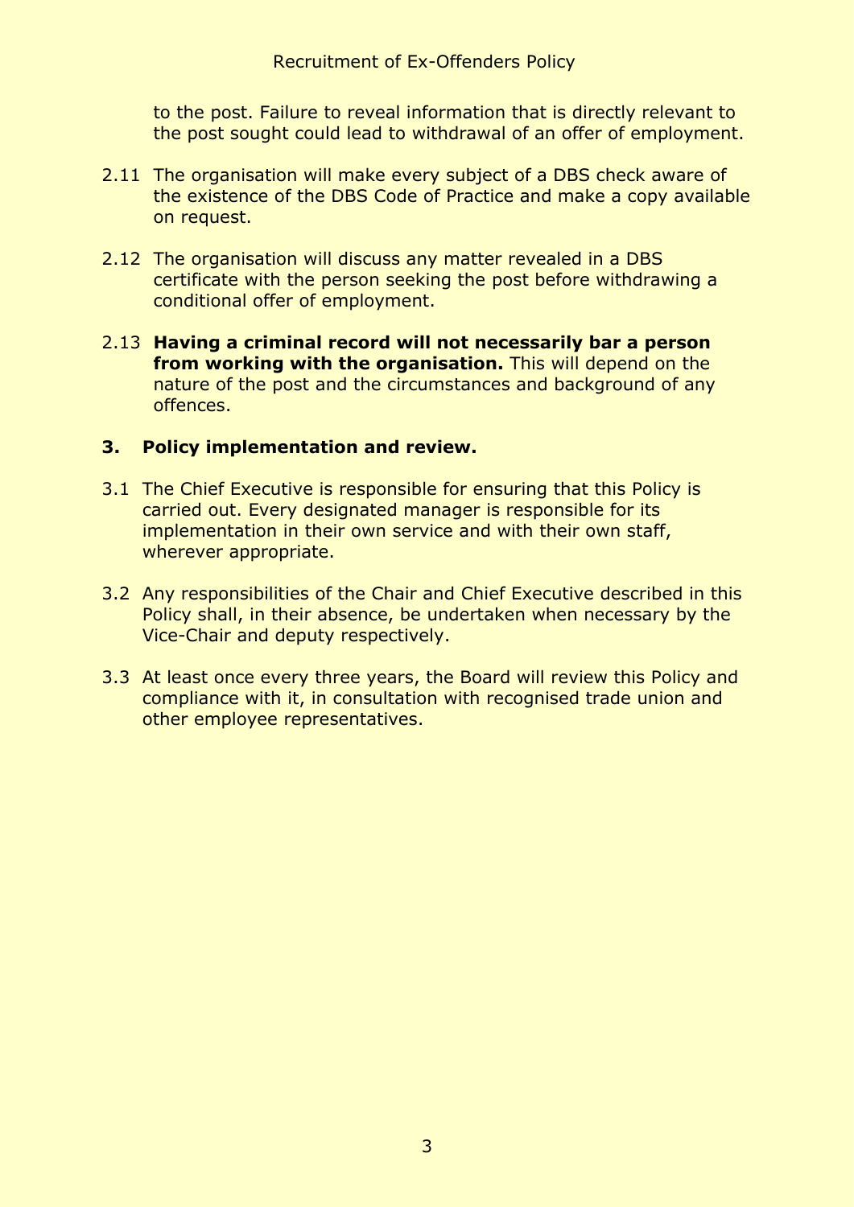to the post. Failure to reveal information that is directly relevant to the post sought could lead to withdrawal of an offer of employment.

2.11 The organisation will make every subject of a DBS check aware of the existence of the DBS Code of Practice and make a copy available on request.

2.12 The organisation will discuss any matter revealed in a DBS certificate with the person seeking the post before withdrawing a conditional offer of employment.

2.13 **Having a criminal record will not necessarily bar a person from working with the organisation.** This will depend on the nature of the post and the circumstances and background of any offences.

## 3. Policy implementation and review.

3.1 The Chief Executive is responsible for ensuring that this Policy is carried out. Every designated manager is responsible for its implementation in their own service and with their own staff, wherever appropriate.

3.2 Any responsibilities of the Chair and Chief Executive described in this Policy shall, in their absence, be undertaken when necessary by the Vice-Chair and deputy respectively.

3.3 At least once every three years, the Board will review this Policy and compliance with it, in consultation with recognised trade union and other employee representatives.